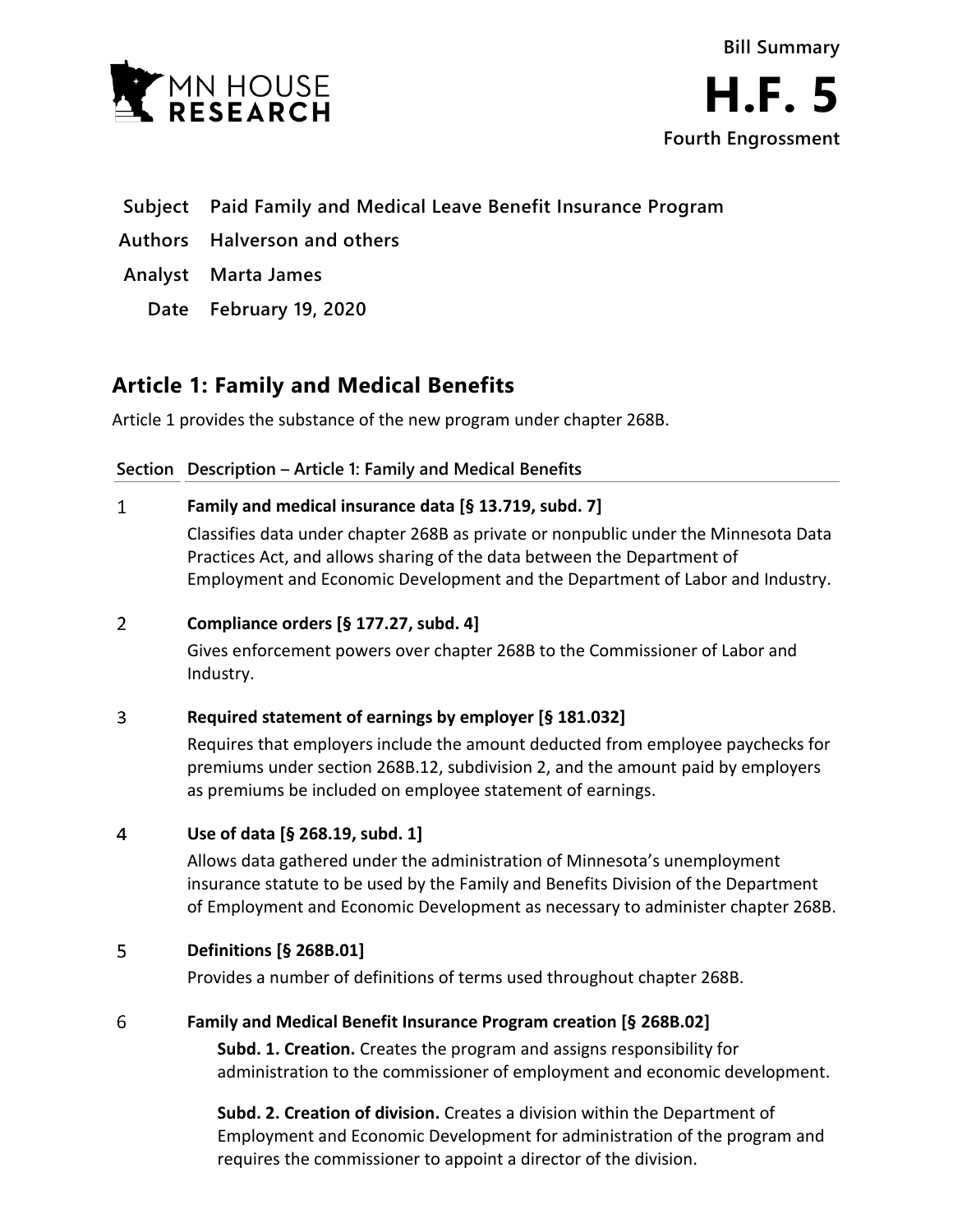MN HOUSE RESEARCH

**Bill Summary**

# H.F. 5

**Fourth Engrossment**

| | |
|---|---|
| **Subject** | **Paid Family and Medical Leave Benefit Insurance Program** |
| **Authors** | **Halverson and others** |
| **Analyst** | **Marta James** |
| **Date** | **February 19, 2020** |

## Article 1: Family and Medical Benefits

Article 1 provides the substance of the new program under chapter 268B.

| Section | Description – Article 1: Family and Medical Benefits |
|---|---|
| 1 | **Family and medical insurance data [§ 13.719, subd. 7]**<br>Classifies data under chapter 268B as private or nonpublic under the Minnesota Data Practices Act, and allows sharing of the data between the Department of Employment and Economic Development and the Department of Labor and Industry. |
| 2 | **Compliance orders [§ 177.27, subd. 4]**<br>Gives enforcement powers over chapter 268B to the Commissioner of Labor and Industry. |
| 3 | **Required statement of earnings by employer [§ 181.032]**<br>Requires that employers include the amount deducted from employee paychecks for premiums under section 268B.12, subdivision 2, and the amount paid by employers as premiums be included on employee statement of earnings. |
| 4 | **Use of data [§ 268.19, subd. 1]**<br>Allows data gathered under the administration of Minnesota's unemployment insurance statute to be used by the Family and Benefits Division of the Department of Employment and Economic Development as necessary to administer chapter 268B. |
| 5 | **Definitions [§ 268B.01]**<br>Provides a number of definitions of terms used throughout chapter 268B. |
| 6 | **Family and Medical Benefit Insurance Program creation [§ 268B.02]**<br>**Subd. 1. Creation.** Creates the program and assigns responsibility for administration to the commissioner of employment and economic development.<br><br>**Subd. 2. Creation of division.** Creates a division within the Department of Employment and Economic Development for administration of the program and requires the commissioner to appoint a director of the division. |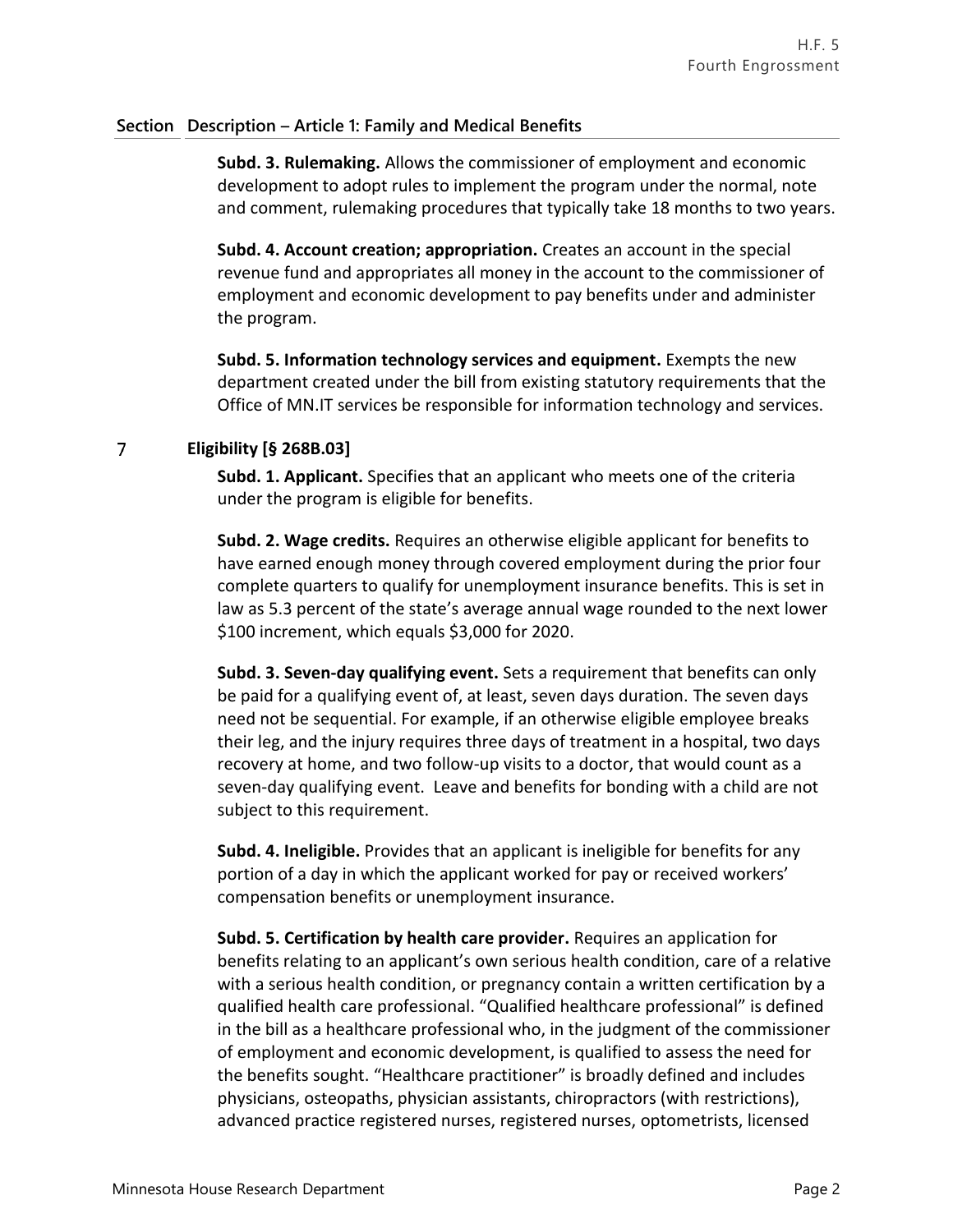## Section Description – Article 1: Family and Medical Benefits

**Subd. 3. Rulemaking.** Allows the commissioner of employment and economic development to adopt rules to implement the program under the normal, note and comment, rulemaking procedures that typically take 18 months to two years.

**Subd. 4. Account creation; appropriation.** Creates an account in the special revenue fund and appropriates all money in the account to the commissioner of employment and economic development to pay benefits under and administer the program.

**Subd. 5. Information technology services and equipment.** Exempts the new department created under the bill from existing statutory requirements that the Office of MN.IT services be responsible for information technology and services.

### 7 Eligibility [§ 268B.03]

**Subd. 1. Applicant.** Specifies that an applicant who meets one of the criteria under the program is eligible for benefits.

**Subd. 2. Wage credits.** Requires an otherwise eligible applicant for benefits to have earned enough money through covered employment during the prior four complete quarters to qualify for unemployment insurance benefits. This is set in law as 5.3 percent of the state's average annual wage rounded to the next lower $100 increment, which equals $3,000 for 2020.

**Subd. 3. Seven-day qualifying event.** Sets a requirement that benefits can only be paid for a qualifying event of, at least, seven days duration. The seven days need not be sequential. For example, if an otherwise eligible employee breaks their leg, and the injury requires three days of treatment in a hospital, two days recovery at home, and two follow-up visits to a doctor, that would count as a seven-day qualifying event. Leave and benefits for bonding with a child are not subject to this requirement.

**Subd. 4. Ineligible.** Provides that an applicant is ineligible for benefits for any portion of a day in which the applicant worked for pay or received workers' compensation benefits or unemployment insurance.

**Subd. 5. Certification by health care provider.** Requires an application for benefits relating to an applicant's own serious health condition, care of a relative with a serious health condition, or pregnancy contain a written certification by a qualified health care professional. "Qualified healthcare professional" is defined in the bill as a healthcare professional who, in the judgment of the commissioner of employment and economic development, is qualified to assess the need for the benefits sought. "Healthcare practitioner" is broadly defined and includes physicians, osteopaths, physician assistants, chiropractors (with restrictions), advanced practice registered nurses, registered nurses, optometrists, licensed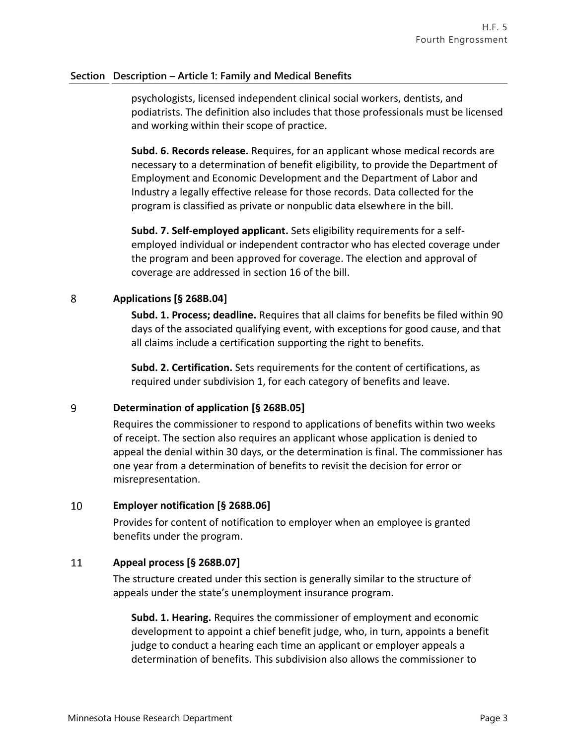## Section Description – Article 1: Family and Medical Benefits

psychologists, licensed independent clinical social workers, dentists, and podiatrists. The definition also includes that those professionals must be licensed and working within their scope of practice.

**Subd. 6. Records release.** Requires, for an applicant whose medical records are necessary to a determination of benefit eligibility, to provide the Department of Employment and Economic Development and the Department of Labor and Industry a legally effective release for those records. Data collected for the program is classified as private or nonpublic data elsewhere in the bill.

**Subd. 7. Self-employed applicant.** Sets eligibility requirements for a self-employed individual or independent contractor who has elected coverage under the program and been approved for coverage. The election and approval of coverage are addressed in section 16 of the bill.

### 8 Applications [§ 268B.04]

**Subd. 1. Process; deadline.** Requires that all claims for benefits be filed within 90 days of the associated qualifying event, with exceptions for good cause, and that all claims include a certification supporting the right to benefits.

**Subd. 2. Certification.** Sets requirements for the content of certifications, as required under subdivision 1, for each category of benefits and leave.

### 9 Determination of application [§ 268B.05]

Requires the commissioner to respond to applications of benefits within two weeks of receipt. The section also requires an applicant whose application is denied to appeal the denial within 30 days, or the determination is final. The commissioner has one year from a determination of benefits to revisit the decision for error or misrepresentation.

### 10 Employer notification [§ 268B.06]

Provides for content of notification to employer when an employee is granted benefits under the program.

### 11 Appeal process [§ 268B.07]

The structure created under this section is generally similar to the structure of appeals under the state's unemployment insurance program.

**Subd. 1. Hearing.** Requires the commissioner of employment and economic development to appoint a chief benefit judge, who, in turn, appoints a benefit judge to conduct a hearing each time an applicant or employer appeals a determination of benefits. This subdivision also allows the commissioner to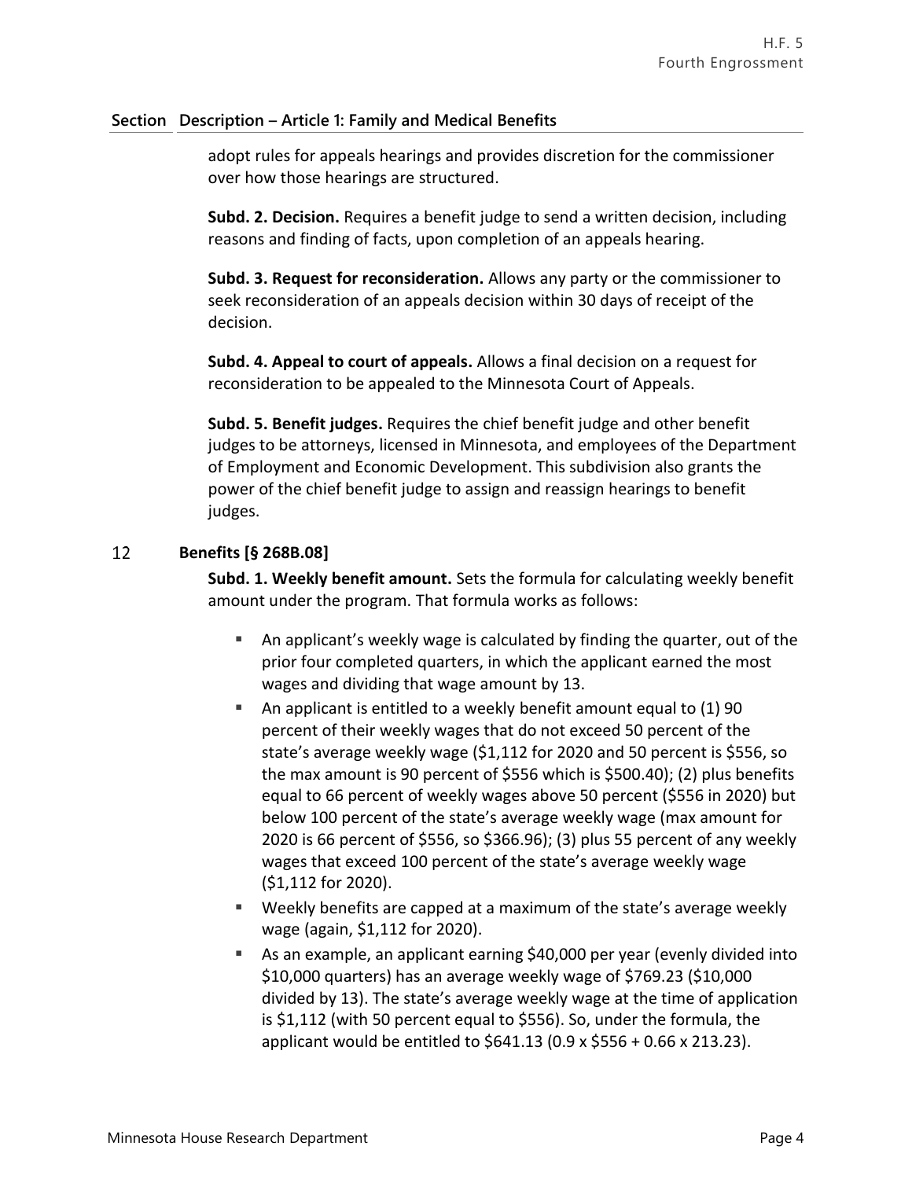## Section Description – Article 1: Family and Medical Benefits

adopt rules for appeals hearings and provides discretion for the commissioner over how those hearings are structured.

**Subd. 2. Decision.** Requires a benefit judge to send a written decision, including reasons and finding of facts, upon completion of an appeals hearing.

**Subd. 3. Request for reconsideration.** Allows any party or the commissioner to seek reconsideration of an appeals decision within 30 days of receipt of the decision.

**Subd. 4. Appeal to court of appeals.** Allows a final decision on a request for reconsideration to be appealed to the Minnesota Court of Appeals.

**Subd. 5. Benefit judges.** Requires the chief benefit judge and other benefit judges to be attorneys, licensed in Minnesota, and employees of the Department of Employment and Economic Development. This subdivision also grants the power of the chief benefit judge to assign and reassign hearings to benefit judges.

### 12 Benefits [§ 268B.08]

**Subd. 1. Weekly benefit amount.** Sets the formula for calculating weekly benefit amount under the program. That formula works as follows:

- An applicant's weekly wage is calculated by finding the quarter, out of the prior four completed quarters, in which the applicant earned the most wages and dividing that wage amount by 13.
- An applicant is entitled to a weekly benefit amount equal to (1) 90 percent of their weekly wages that do not exceed 50 percent of the state's average weekly wage ($1,112 for 2020 and 50 percent is $556, so the max amount is 90 percent of $556 which is $500.40); (2) plus benefits equal to 66 percent of weekly wages above 50 percent ($556 in 2020) but below 100 percent of the state's average weekly wage (max amount for 2020 is 66 percent of $556, so $366.96); (3) plus 55 percent of any weekly wages that exceed 100 percent of the state's average weekly wage ($1,112 for 2020).
- Weekly benefits are capped at a maximum of the state's average weekly wage (again, $1,112 for 2020).
- As an example, an applicant earning $40,000 per year (evenly divided into $10,000 quarters) has an average weekly wage of $769.23 ($10,000 divided by 13). The state's average weekly wage at the time of application is $1,112 (with 50 percent equal to $556). So, under the formula, the applicant would be entitled to $641.13 (0.9 x $556 + 0.66 x 213.23).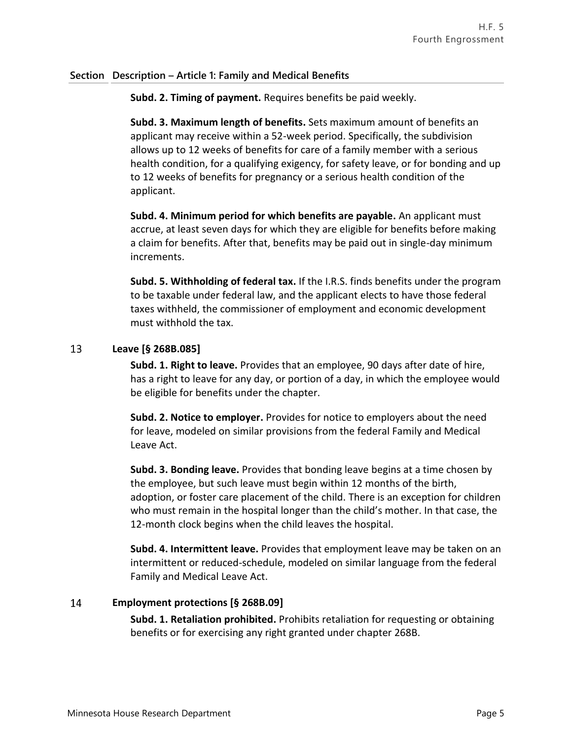| Section | Description – Article 1: Family and Medical Benefits |
|---|---|
| | **Subd. 2. Timing of payment.** Requires benefits be paid weekly. |
| | **Subd. 3. Maximum length of benefits.** Sets maximum amount of benefits an applicant may receive within a 52-week period. Specifically, the subdivision allows up to 12 weeks of benefits for care of a family member with a serious health condition, for a qualifying exigency, for safety leave, or for bonding and up to 12 weeks of benefits for pregnancy or a serious health condition of the applicant. |
| | **Subd. 4. Minimum period for which benefits are payable.** An applicant must accrue, at least seven days for which they are eligible for benefits before making a claim for benefits. After that, benefits may be paid out in single-day minimum increments. |
| | **Subd. 5. Withholding of federal tax.** If the I.R.S. finds benefits under the program to be taxable under federal law, and the applicant elects to have those federal taxes withheld, the commissioner of employment and economic development must withhold the tax. |
| 13 | **Leave [§ 268B.085]** |
| | **Subd. 1. Right to leave.** Provides that an employee, 90 days after date of hire, has a right to leave for any day, or portion of a day, in which the employee would be eligible for benefits under the chapter. |
| | **Subd. 2. Notice to employer.** Provides for notice to employers about the need for leave, modeled on similar provisions from the federal Family and Medical Leave Act. |
| | **Subd. 3. Bonding leave.** Provides that bonding leave begins at a time chosen by the employee, but such leave must begin within 12 months of the birth, adoption, or foster care placement of the child. There is an exception for children who must remain in the hospital longer than the child's mother. In that case, the 12-month clock begins when the child leaves the hospital. |
| | **Subd. 4. Intermittent leave.** Provides that employment leave may be taken on an intermittent or reduced-schedule, modeled on similar language from the federal Family and Medical Leave Act. |
| 14 | **Employment protections [§ 268B.09]** |
| | **Subd. 1. Retaliation prohibited.** Prohibits retaliation for requesting or obtaining benefits or for exercising any right granted under chapter 268B. |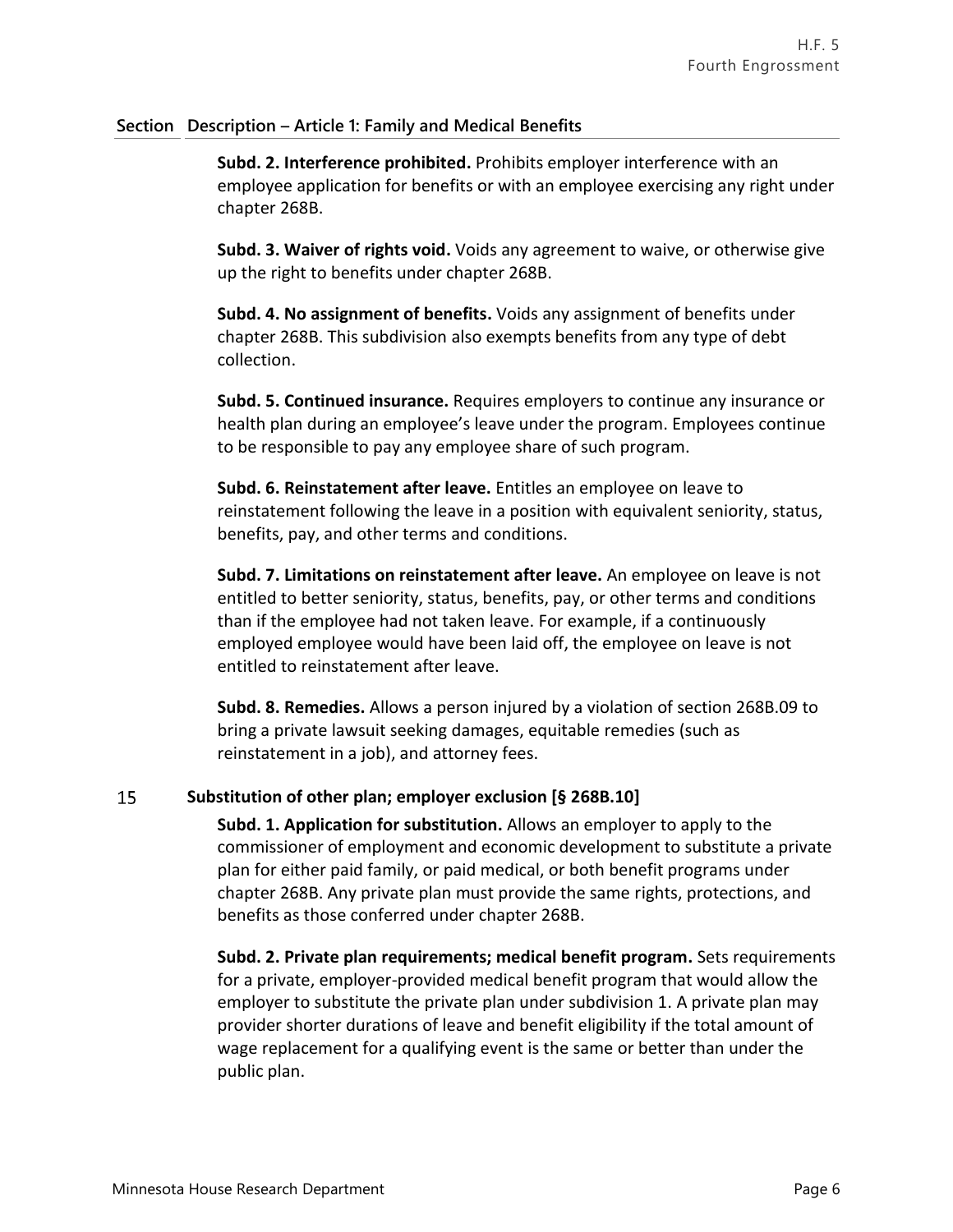| Section | Description – Article 1: Family and Medical Benefits |
|---|---|
| | **Subd. 2. Interference prohibited.** Prohibits employer interference with an employee application for benefits or with an employee exercising any right under chapter 268B. |
| | **Subd. 3. Waiver of rights void.** Voids any agreement to waive, or otherwise give up the right to benefits under chapter 268B. |
| | **Subd. 4. No assignment of benefits.** Voids any assignment of benefits under chapter 268B. This subdivision also exempts benefits from any type of debt collection. |
| | **Subd. 5. Continued insurance.** Requires employers to continue any insurance or health plan during an employee's leave under the program. Employees continue to be responsible to pay any employee share of such program. |
| | **Subd. 6. Reinstatement after leave.** Entitles an employee on leave to reinstatement following the leave in a position with equivalent seniority, status, benefits, pay, and other terms and conditions. |
| | **Subd. 7. Limitations on reinstatement after leave.** An employee on leave is not entitled to better seniority, status, benefits, pay, or other terms and conditions than if the employee had not taken leave. For example, if a continuously employed employee would have been laid off, the employee on leave is not entitled to reinstatement after leave. |
| | **Subd. 8. Remedies.** Allows a person injured by a violation of section 268B.09 to bring a private lawsuit seeking damages, equitable remedies (such as reinstatement in a job), and attorney fees. |
| 15 | **Substitution of other plan; employer exclusion [§ 268B.10]** |
| | **Subd. 1. Application for substitution.** Allows an employer to apply to the commissioner of employment and economic development to substitute a private plan for either paid family, or paid medical, or both benefit programs under chapter 268B. Any private plan must provide the same rights, protections, and benefits as those conferred under chapter 268B. |
| | **Subd. 2. Private plan requirements; medical benefit program.** Sets requirements for a private, employer-provided medical benefit program that would allow the employer to substitute the private plan under subdivision 1. A private plan may provider shorter durations of leave and benefit eligibility if the total amount of wage replacement for a qualifying event is the same or better than under the public plan. |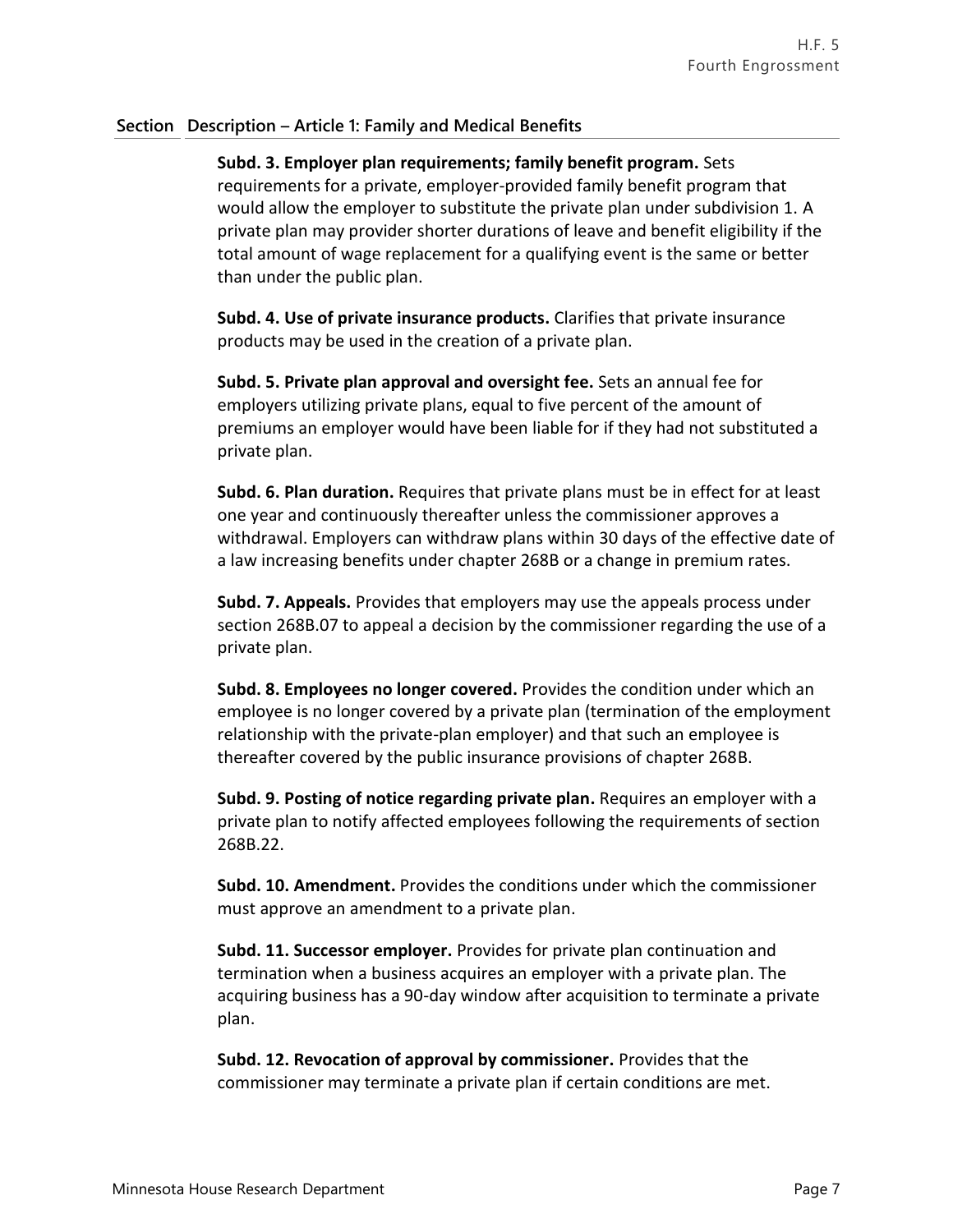## Section Description – Article 1: Family and Medical Benefits

**Subd. 3. Employer plan requirements; family benefit program.** Sets requirements for a private, employer-provided family benefit program that would allow the employer to substitute the private plan under subdivision 1. A private plan may provider shorter durations of leave and benefit eligibility if the total amount of wage replacement for a qualifying event is the same or better than under the public plan.

**Subd. 4. Use of private insurance products.** Clarifies that private insurance products may be used in the creation of a private plan.

**Subd. 5. Private plan approval and oversight fee.** Sets an annual fee for employers utilizing private plans, equal to five percent of the amount of premiums an employer would have been liable for if they had not substituted a private plan.

**Subd. 6. Plan duration.** Requires that private plans must be in effect for at least one year and continuously thereafter unless the commissioner approves a withdrawal. Employers can withdraw plans within 30 days of the effective date of a law increasing benefits under chapter 268B or a change in premium rates.

**Subd. 7. Appeals.** Provides that employers may use the appeals process under section 268B.07 to appeal a decision by the commissioner regarding the use of a private plan.

**Subd. 8. Employees no longer covered.** Provides the condition under which an employee is no longer covered by a private plan (termination of the employment relationship with the private-plan employer) and that such an employee is thereafter covered by the public insurance provisions of chapter 268B.

**Subd. 9. Posting of notice regarding private plan.** Requires an employer with a private plan to notify affected employees following the requirements of section 268B.22.

**Subd. 10. Amendment.** Provides the conditions under which the commissioner must approve an amendment to a private plan.

**Subd. 11. Successor employer.** Provides for private plan continuation and termination when a business acquires an employer with a private plan. The acquiring business has a 90-day window after acquisition to terminate a private plan.

**Subd. 12. Revocation of approval by commissioner.** Provides that the commissioner may terminate a private plan if certain conditions are met.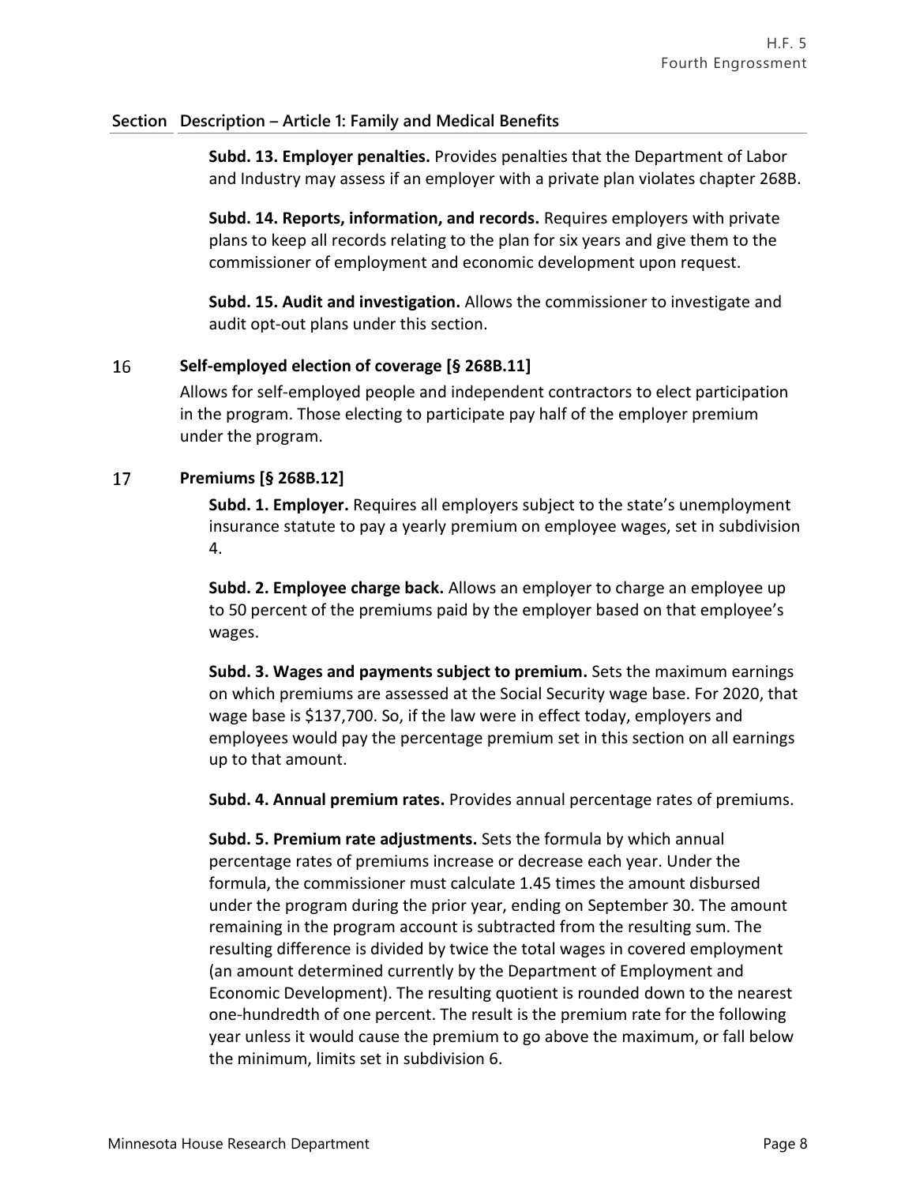## Section Description – Article 1: Family and Medical Benefits

**Subd. 13. Employer penalties.** Provides penalties that the Department of Labor and Industry may assess if an employer with a private plan violates chapter 268B.

**Subd. 14. Reports, information, and records.** Requires employers with private plans to keep all records relating to the plan for six years and give them to the commissioner of employment and economic development upon request.

**Subd. 15. Audit and investigation.** Allows the commissioner to investigate and audit opt-out plans under this section.

### 16 Self-employed election of coverage [§ 268B.11]

Allows for self-employed people and independent contractors to elect participation in the program. Those electing to participate pay half of the employer premium under the program.

### 17 Premiums [§ 268B.12]

**Subd. 1. Employer.** Requires all employers subject to the state's unemployment insurance statute to pay a yearly premium on employee wages, set in subdivision 4.

**Subd. 2. Employee charge back.** Allows an employer to charge an employee up to 50 percent of the premiums paid by the employer based on that employee's wages.

**Subd. 3. Wages and payments subject to premium.** Sets the maximum earnings on which premiums are assessed at the Social Security wage base. For 2020, that wage base is $137,700. So, if the law were in effect today, employers and employees would pay the percentage premium set in this section on all earnings up to that amount.

**Subd. 4. Annual premium rates.** Provides annual percentage rates of premiums.

**Subd. 5. Premium rate adjustments.** Sets the formula by which annual percentage rates of premiums increase or decrease each year. Under the formula, the commissioner must calculate 1.45 times the amount disbursed under the program during the prior year, ending on September 30. The amount remaining in the program account is subtracted from the resulting sum. The resulting difference is divided by twice the total wages in covered employment (an amount determined currently by the Department of Employment and Economic Development). The resulting quotient is rounded down to the nearest one-hundredth of one percent. The result is the premium rate for the following year unless it would cause the premium to go above the maximum, or fall below the minimum, limits set in subdivision 6.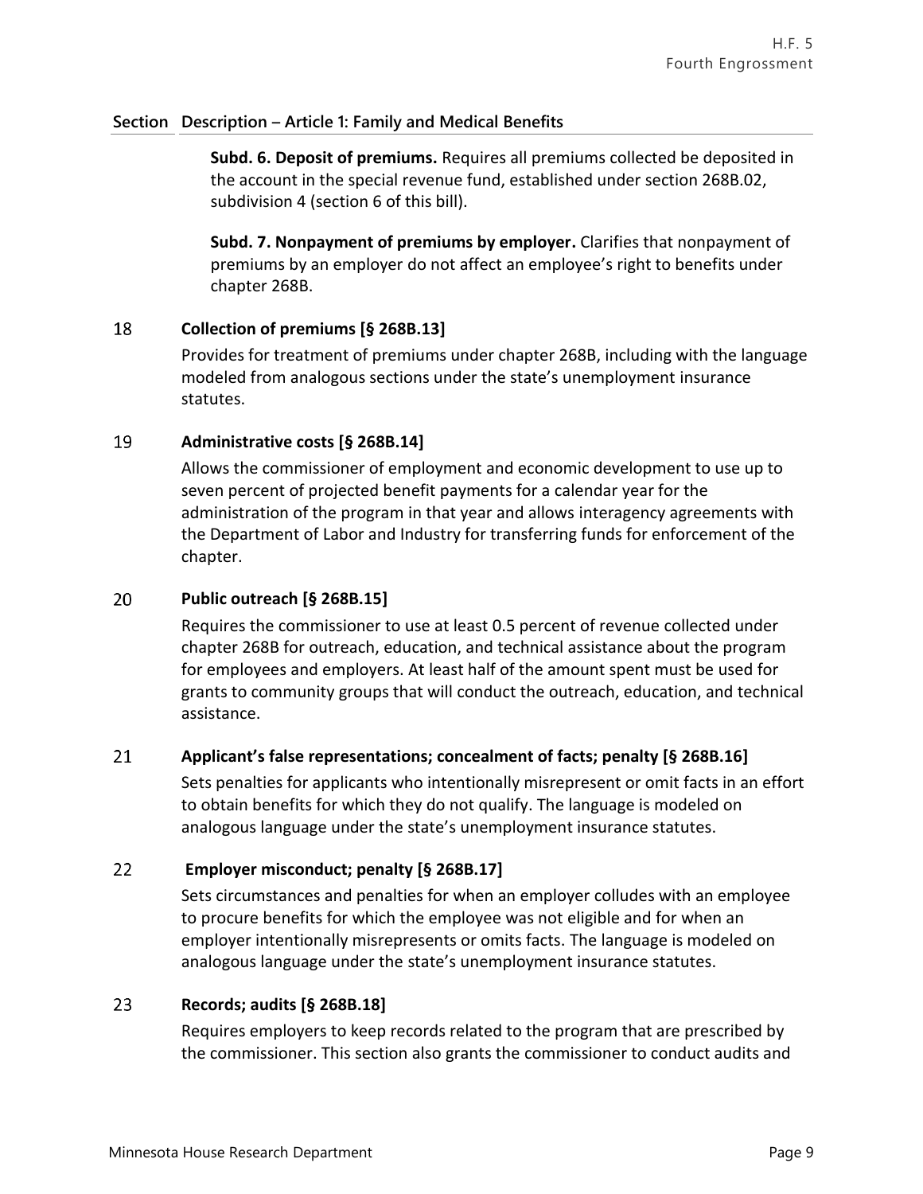| Section | Description – Article 1: Family and Medical Benefits |
|---|---|

**Subd. 6. Deposit of premiums.** Requires all premiums collected be deposited in the account in the special revenue fund, established under section 268B.02, subdivision 4 (section 6 of this bill).

**Subd. 7. Nonpayment of premiums by employer.** Clarifies that nonpayment of premiums by an employer do not affect an employee's right to benefits under chapter 268B.

**18 Collection of premiums [§ 268B.13]**

Provides for treatment of premiums under chapter 268B, including with the language modeled from analogous sections under the state's unemployment insurance statutes.

**19 Administrative costs [§ 268B.14]**

Allows the commissioner of employment and economic development to use up to seven percent of projected benefit payments for a calendar year for the administration of the program in that year and allows interagency agreements with the Department of Labor and Industry for transferring funds for enforcement of the chapter.

**20 Public outreach [§ 268B.15]**

Requires the commissioner to use at least 0.5 percent of revenue collected under chapter 268B for outreach, education, and technical assistance about the program for employees and employers. At least half of the amount spent must be used for grants to community groups that will conduct the outreach, education, and technical assistance.

**21 Applicant's false representations; concealment of facts; penalty [§ 268B.16]**

Sets penalties for applicants who intentionally misrepresent or omit facts in an effort to obtain benefits for which they do not qualify. The language is modeled on analogous language under the state's unemployment insurance statutes.

**22 Employer misconduct; penalty [§ 268B.17]**

Sets circumstances and penalties for when an employer colludes with an employee to procure benefits for which the employee was not eligible and for when an employer intentionally misrepresents or omits facts. The language is modeled on analogous language under the state's unemployment insurance statutes.

**23 Records; audits [§ 268B.18]**

Requires employers to keep records related to the program that are prescribed by the commissioner. This section also grants the commissioner to conduct audits and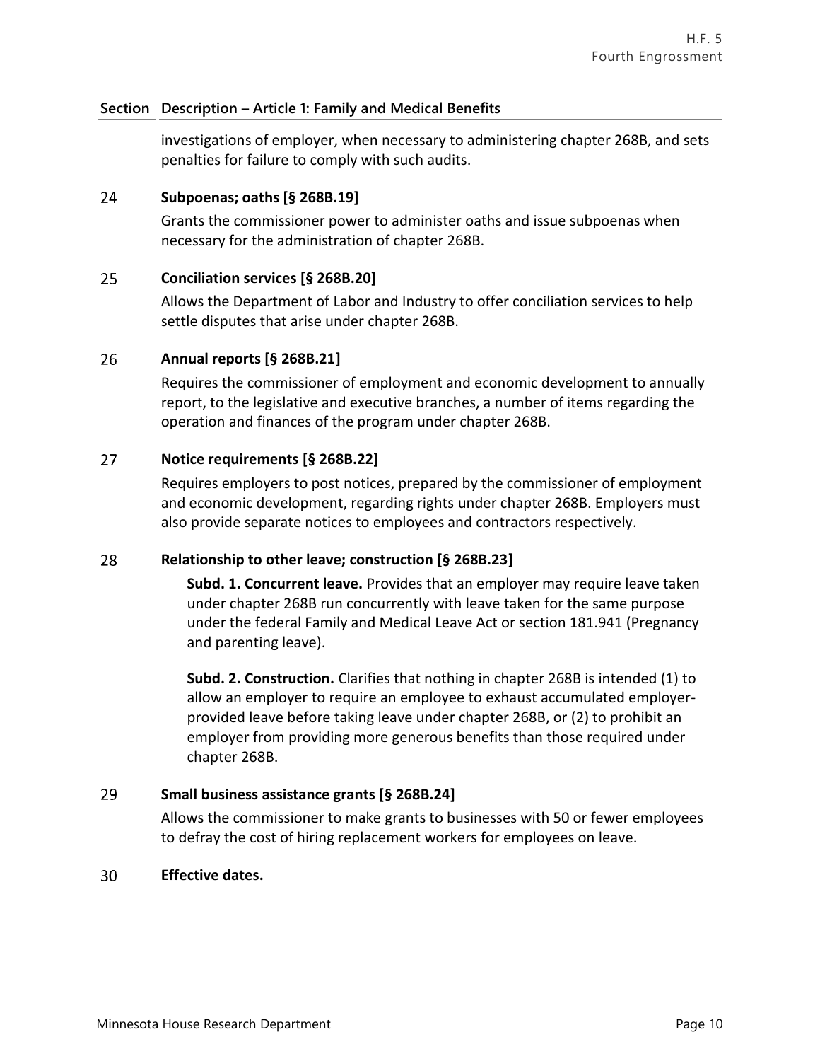| Section | Description – Article 1: Family and Medical Benefits |
|---|---|

investigations of employer, when necessary to administering chapter 268B, and sets penalties for failure to comply with such audits.

**24 Subpoenas; oaths [§ 268B.19]**

Grants the commissioner power to administer oaths and issue subpoenas when necessary for the administration of chapter 268B.

**25 Conciliation services [§ 268B.20]**

Allows the Department of Labor and Industry to offer conciliation services to help settle disputes that arise under chapter 268B.

**26 Annual reports [§ 268B.21]**

Requires the commissioner of employment and economic development to annually report, to the legislative and executive branches, a number of items regarding the operation and finances of the program under chapter 268B.

**27 Notice requirements [§ 268B.22]**

Requires employers to post notices, prepared by the commissioner of employment and economic development, regarding rights under chapter 268B. Employers must also provide separate notices to employees and contractors respectively.

**28 Relationship to other leave; construction [§ 268B.23]**

**Subd. 1. Concurrent leave.** Provides that an employer may require leave taken under chapter 268B run concurrently with leave taken for the same purpose under the federal Family and Medical Leave Act or section 181.941 (Pregnancy and parenting leave).

**Subd. 2. Construction.** Clarifies that nothing in chapter 268B is intended (1) to allow an employer to require an employee to exhaust accumulated employer-provided leave before taking leave under chapter 268B, or (2) to prohibit an employer from providing more generous benefits than those required under chapter 268B.

**29 Small business assistance grants [§ 268B.24]**

Allows the commissioner to make grants to businesses with 50 or fewer employees to defray the cost of hiring replacement workers for employees on leave.

**30 Effective dates.**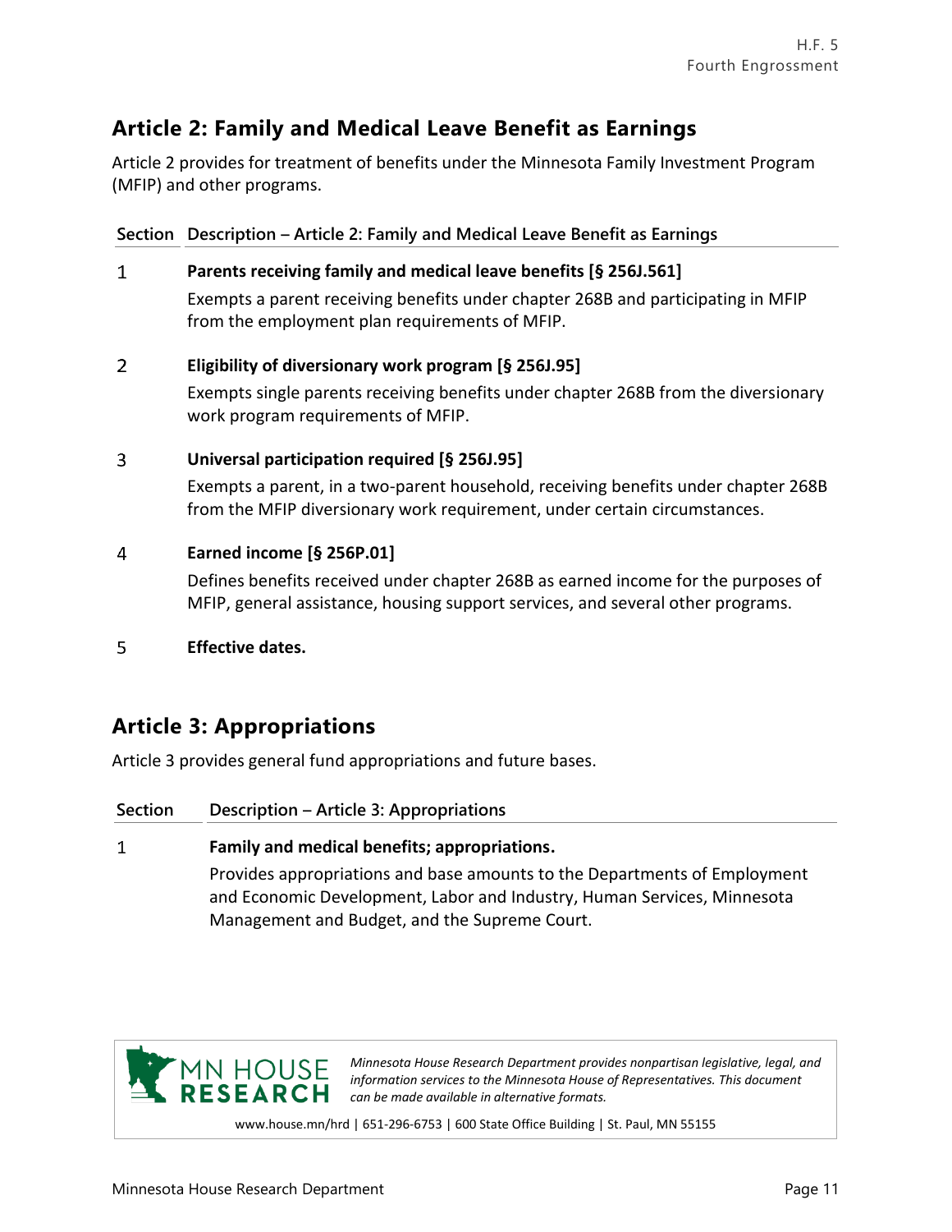## Article 2: Family and Medical Leave Benefit as Earnings

Article 2 provides for treatment of benefits under the Minnesota Family Investment Program (MFIP) and other programs.

| Section | Description – Article 2: Family and Medical Leave Benefit as Earnings |
|---|---|
| 1 | **Parents receiving family and medical leave benefits [§ 256J.561]**<br>Exempts a parent receiving benefits under chapter 268B and participating in MFIP from the employment plan requirements of MFIP. |
| 2 | **Eligibility of diversionary work program [§ 256J.95]**<br>Exempts single parents receiving benefits under chapter 268B from the diversionary work program requirements of MFIP. |
| 3 | **Universal participation required [§ 256J.95]**<br>Exempts a parent, in a two-parent household, receiving benefits under chapter 268B from the MFIP diversionary work requirement, under certain circumstances. |
| 4 | **Earned income [§ 256P.01]**<br>Defines benefits received under chapter 268B as earned income for the purposes of MFIP, general assistance, housing support services, and several other programs. |
| 5 | **Effective dates.** |

## Article 3: Appropriations

Article 3 provides general fund appropriations and future bases.

| Section | Description – Article 3: Appropriations |
|---|---|
| 1 | **Family and medical benefits; appropriations.**<br>Provides appropriations and base amounts to the Departments of Employment and Economic Development, Labor and Industry, Human Services, Minnesota Management and Budget, and the Supreme Court. |

*Minnesota House Research Department provides nonpartisan legislative, legal, and information services to the Minnesota House of Representatives. This document can be made available in alternative formats.*

www.house.mn/hrd | 651-296-6753 | 600 State Office Building | St. Paul, MN 55155